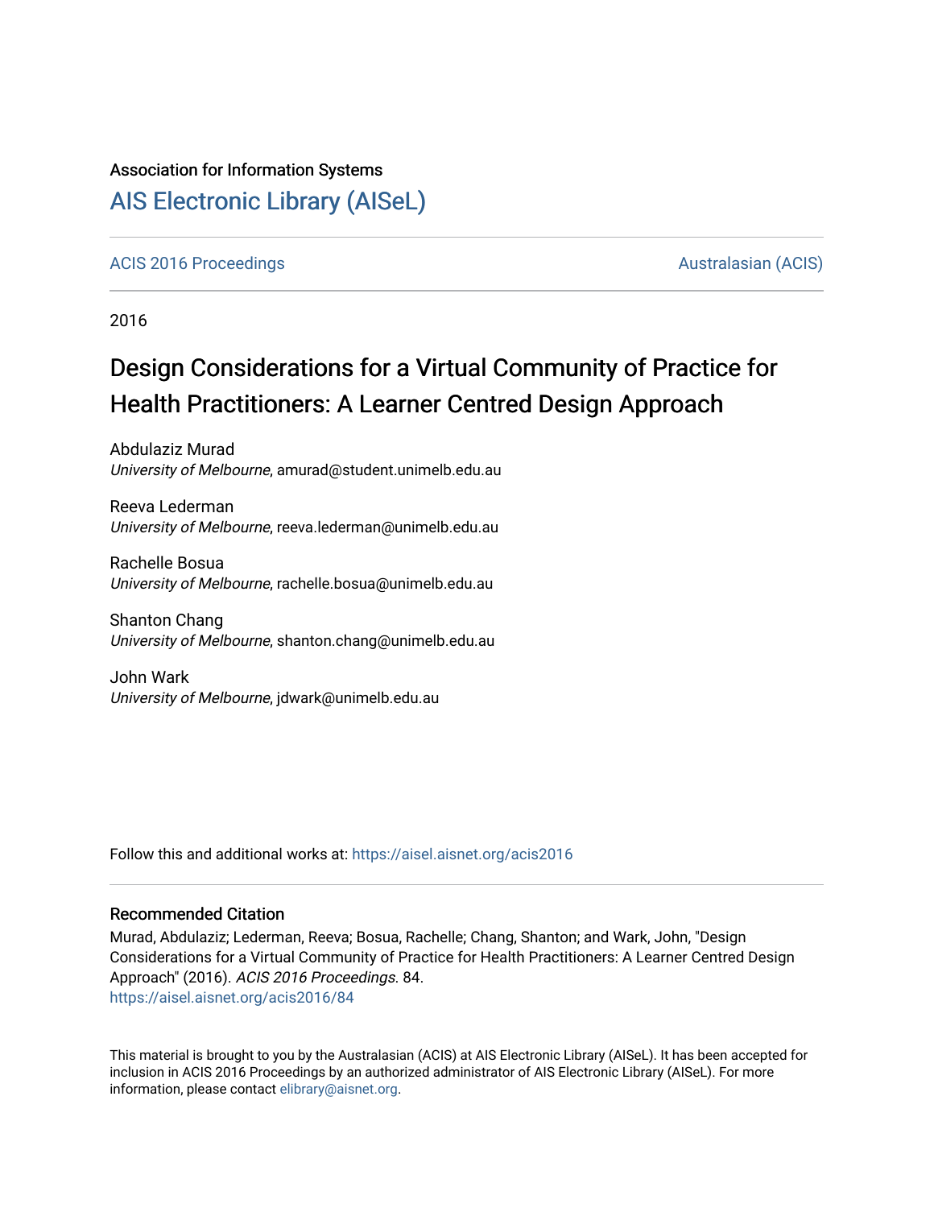Association for Information Systems

# [AIS Electronic Library (AISeL)](https://aisel.aisnet.org/)

[ACIS 2016 Proceedings](https://aisel.aisnet.org/acis2016) [Australasian (ACIS)](https://aisel.aisnet.org/acis)

2016

# Design Considerations for a Virtual Community of Practice for Health Practitioners: A Learner Centred Design Approach

Abdulaziz Murad
*University of Melbourne*, amurad@student.unimelb.edu.au

Reeva Lederman
*University of Melbourne*, reeva.lederman@unimelb.edu.au

Rachelle Bosua
*University of Melbourne*, rachelle.bosua@unimelb.edu.au

Shanton Chang
*University of Melbourne*, shanton.chang@unimelb.edu.au

John Wark
*University of Melbourne*, jdwark@unimelb.edu.au

Follow this and additional works at: https://aisel.aisnet.org/acis2016

## Recommended Citation

Murad, Abdulaziz; Lederman, Reeva; Bosua, Rachelle; Chang, Shanton; and Wark, John, "Design Considerations for a Virtual Community of Practice for Health Practitioners: A Learner Centred Design Approach" (2016). *ACIS 2016 Proceedings*. 84.
https://aisel.aisnet.org/acis2016/84

This material is brought to you by the Australasian (ACIS) at AIS Electronic Library (AISeL). It has been accepted for inclusion in ACIS 2016 Proceedings by an authorized administrator of AIS Electronic Library (AISeL). For more information, please contact elibrary@aisnet.org.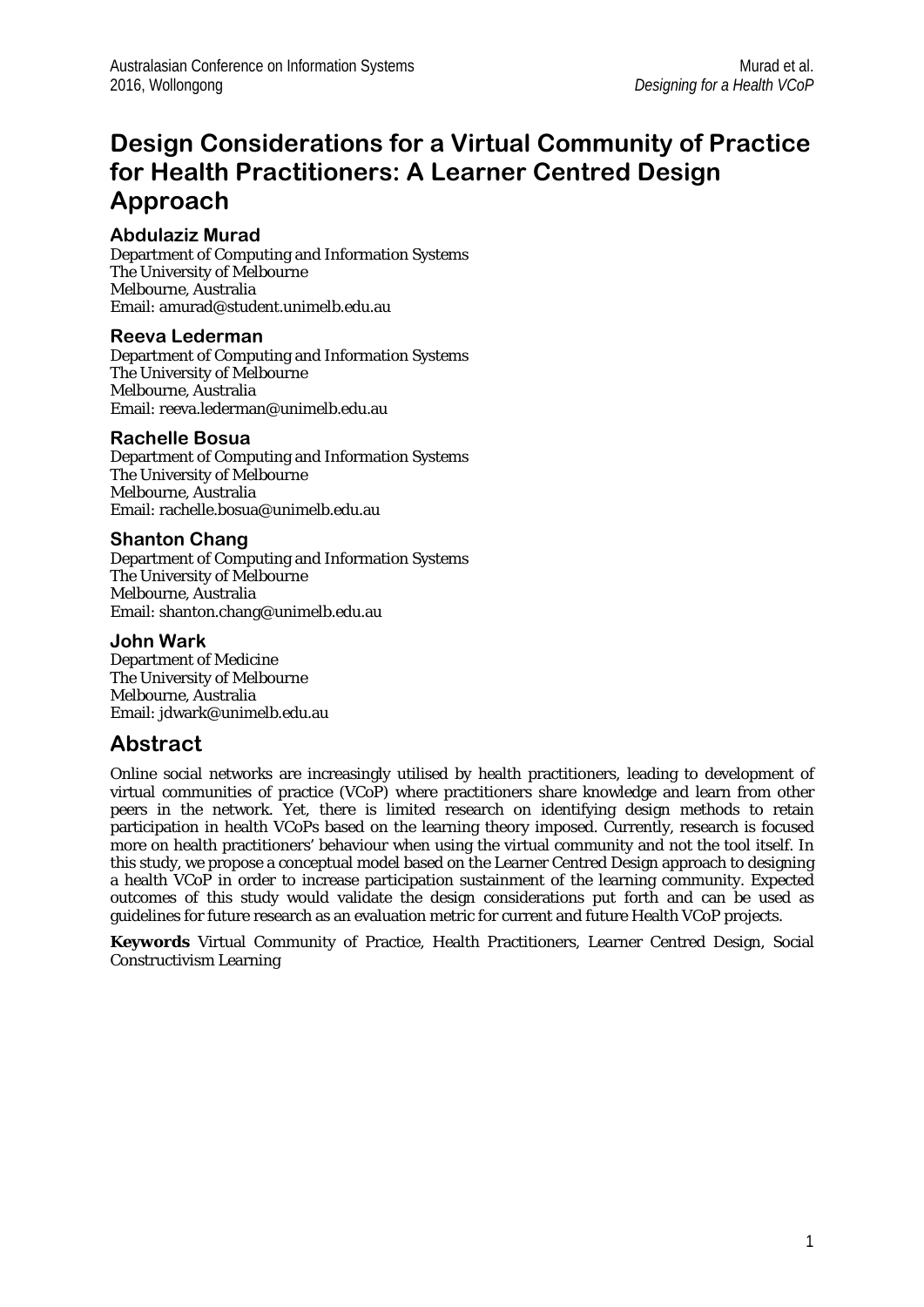# Design Considerations for a Virtual Community of Practice for Health Practitioners: A Learner Centred Design Approach

### Abdulaziz Murad

Department of Computing and Information Systems
The University of Melbourne
Melbourne, Australia
Email: amurad@student.unimelb.edu.au

### Reeva Lederman

Department of Computing and Information Systems
The University of Melbourne
Melbourne, Australia
Email: reeva.lederman@unimelb.edu.au

### Rachelle Bosua

Department of Computing and Information Systems
The University of Melbourne
Melbourne, Australia
Email: rachelle.bosua@unimelb.edu.au

### Shanton Chang

Department of Computing and Information Systems
The University of Melbourne
Melbourne, Australia
Email: shanton.chang@unimelb.edu.au

### John Wark

Department of Medicine
The University of Melbourne
Melbourne, Australia
Email: jdwark@unimelb.edu.au

## Abstract

Online social networks are increasingly utilised by health practitioners, leading to development of virtual communities of practice (VCoP) where practitioners share knowledge and learn from other peers in the network. Yet, there is limited research on identifying design methods to retain participation in health VCoPs based on the learning theory imposed. Currently, research is focused more on health practitioners' behaviour when using the virtual community and not the tool itself. In this study, we propose a conceptual model based on the Learner Centred Design approach to designing a health VCoP in order to increase participation sustainment of the learning community. Expected outcomes of this study would validate the design considerations put forth and can be used as guidelines for future research as an evaluation metric for current and future Health VCoP projects.

**Keywords** Virtual Community of Practice, Health Practitioners, Learner Centred Design, Social Constructivism Learning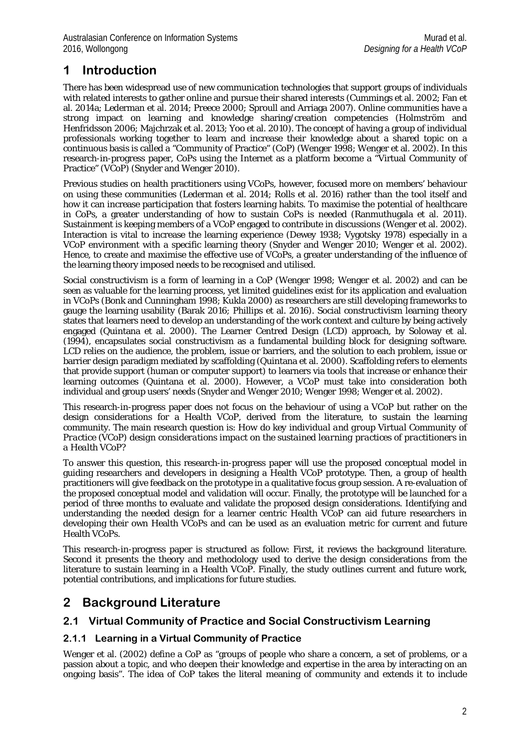# 1 Introduction

There has been widespread use of new communication technologies that support groups of individuals with related interests to gather online and pursue their shared interests (Cummings et al. 2002; Fan et al. 2014a; Lederman et al. 2014; Preece 2000; Sproull and Arriaga 2007). Online communities have a strong impact on learning and knowledge sharing/creation competencies (Holmström and Henfridsson 2006; Majchrzak et al. 2013; Yoo et al. 2010). The concept of having a group of individual professionals working together to learn and increase their knowledge about a shared topic on a continuous basis is called a "Community of Practice" (CoP) (Wenger 1998; Wenger et al. 2002). In this research-in-progress paper, CoPs using the Internet as a platform become a "Virtual Community of Practice" (VCoP) (Snyder and Wenger 2010).

Previous studies on health practitioners using VCoPs, however, focused more on members' behaviour on using these communities (Lederman et al. 2014; Rolls et al. 2016) rather than the tool itself and how it can increase participation that fosters learning habits. To maximise the potential of healthcare in CoPs, a greater understanding of how to sustain CoPs is needed (Ranmuthugala et al. 2011). Sustainment is keeping members of a VCoP engaged to contribute in discussions (Wenger et al. 2002). Interaction is vital to increase the learning experience (Dewey 1938; Vygotsky 1978) especially in a VCoP environment with a specific learning theory (Snyder and Wenger 2010; Wenger et al. 2002). Hence, to create and maximise the effective use of VCoPs, a greater understanding of the influence of the learning theory imposed needs to be recognised and utilised.

Social constructivism is a form of learning in a CoP (Wenger 1998; Wenger et al. 2002) and can be seen as valuable for the learning process, yet limited guidelines exist for its application and evaluation in VCoPs (Bonk and Cunningham 1998; Kukla 2000) as researchers are still developing frameworks to gauge the learning usability (Barak 2016; Phillips et al. 2016). Social constructivism learning theory states that learners need to develop an understanding of the work context and culture by being actively engaged (Quintana et al. 2000). The Learner Centred Design (LCD) approach, by Soloway et al. (1994), encapsulates social constructivism as a fundamental building block for designing software. LCD relies on the audience, the problem, issue or barriers, and the solution to each problem, issue or barrier design paradigm mediated by scaffolding (Quintana et al. 2000). Scaffolding refers to elements that provide support (human or computer support) to learners via tools that increase or enhance their learning outcomes (Quintana et al. 2000). However, a VCoP must take into consideration both individual and group users' needs (Snyder and Wenger 2010; Wenger 1998; Wenger et al. 2002).

This research-in-progress paper does not focus on the behaviour of using a VCoP but rather on the design considerations for a Health VCoP, derived from the literature, to sustain the learning community. The main research question is: *How do key individual and group Virtual Community of Practice (VCoP) design considerations impact on the sustained learning practices of practitioners in a Health VCoP?*

To answer this question, this research-in-progress paper will use the proposed conceptual model in guiding researchers and developers in designing a Health VCoP prototype. Then, a group of health practitioners will give feedback on the prototype in a qualitative focus group session. A re-evaluation of the proposed conceptual model and validation will occur. Finally, the prototype will be launched for a period of three months to evaluate and validate the proposed design considerations. Identifying and understanding the needed design for a learner centric Health VCoP can aid future researchers in developing their own Health VCoPs and can be used as an evaluation metric for current and future Health VCoPs.

This research-in-progress paper is structured as follow: First, it reviews the background literature. Second it presents the theory and methodology used to derive the design considerations from the literature to sustain learning in a Health VCoP. Finally, the study outlines current and future work, potential contributions, and implications for future studies.

# 2 Background Literature

## 2.1 Virtual Community of Practice and Social Constructivism Learning

### 2.1.1 Learning in a Virtual Community of Practice

Wenger et al. (2002) define a CoP as "groups of people who share a concern, a set of problems, or a passion about a topic, and who deepen their knowledge and expertise in the area by interacting on an ongoing basis". The idea of CoP takes the literal meaning of community and extends it to include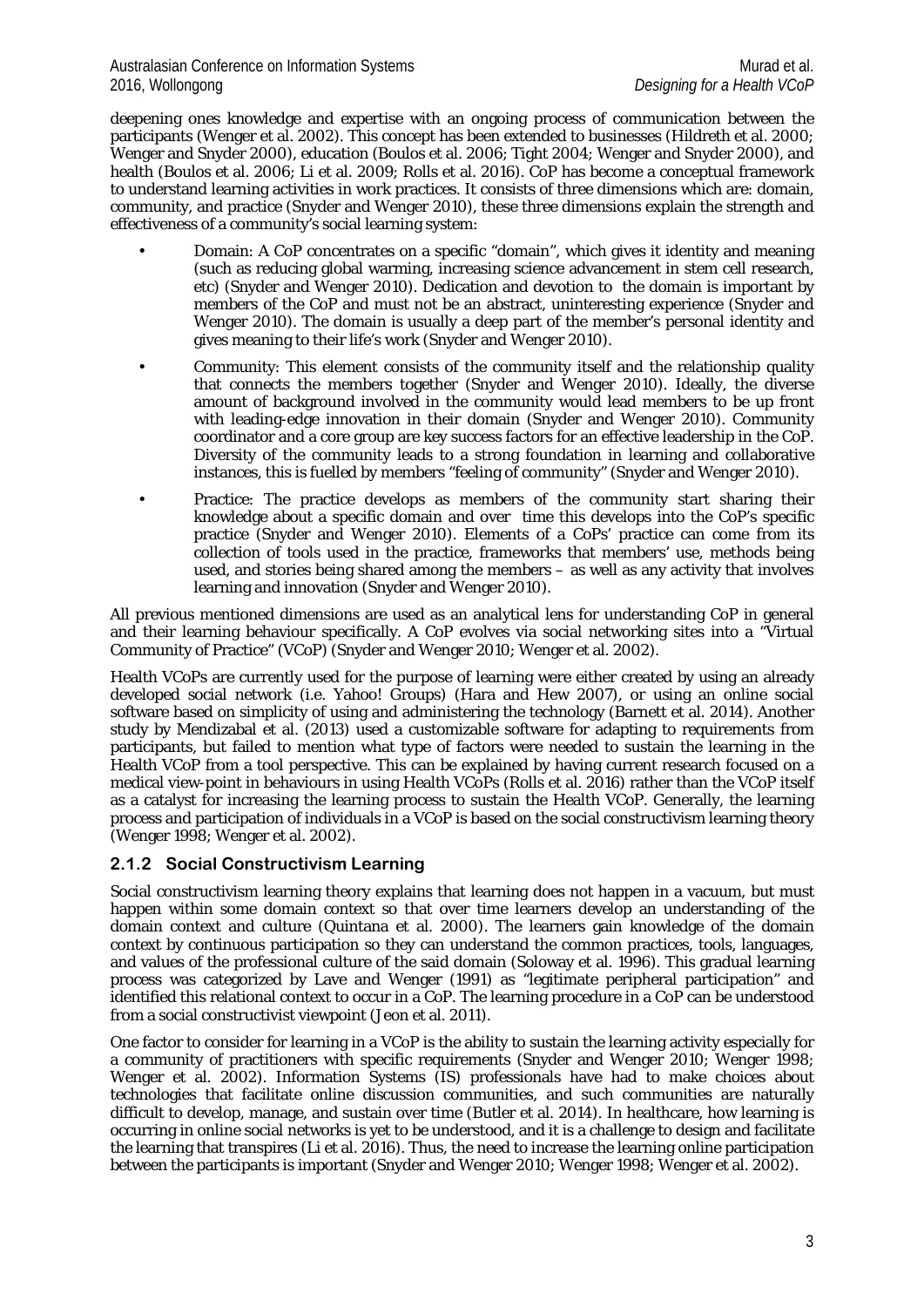deepening ones knowledge and expertise with an ongoing process of communication between the participants (Wenger et al. 2002). This concept has been extended to businesses (Hildreth et al. 2000; Wenger and Snyder 2000), education (Boulos et al. 2006; Tight 2004; Wenger and Snyder 2000), and health (Boulos et al. 2006; Li et al. 2009; Rolls et al. 2016). CoP has become a conceptual framework to understand learning activities in work practices. It consists of three dimensions which are: domain, community, and practice (Snyder and Wenger 2010), these three dimensions explain the strength and effectiveness of a community's social learning system:

- Domain: A CoP concentrates on a specific "domain", which gives it identity and meaning (such as reducing global warming, increasing science advancement in stem cell research, etc) (Snyder and Wenger 2010). Dedication and devotion to the domain is important by members of the CoP and must not be an abstract, uninteresting experience (Snyder and Wenger 2010). The domain is usually a deep part of the member's personal identity and gives meaning to their life's work (Snyder and Wenger 2010).
- Community: This element consists of the community itself and the relationship quality that connects the members together (Snyder and Wenger 2010). Ideally, the diverse amount of background involved in the community would lead members to be up front with leading-edge innovation in their domain (Snyder and Wenger 2010). Community coordinator and a core group are key success factors for an effective leadership in the CoP. Diversity of the community leads to a strong foundation in learning and collaborative instances, this is fuelled by members "feeling of community" (Snyder and Wenger 2010).
- Practice: The practice develops as members of the community start sharing their knowledge about a specific domain and over time this develops into the CoP's specific practice (Snyder and Wenger 2010). Elements of a CoPs' practice can come from its collection of tools used in the practice, frameworks that members' use, methods being used, and stories being shared among the members – as well as any activity that involves learning and innovation (Snyder and Wenger 2010).

All previous mentioned dimensions are used as an analytical lens for understanding CoP in general and their learning behaviour specifically. A CoP evolves via social networking sites into a "Virtual Community of Practice" (VCoP) (Snyder and Wenger 2010; Wenger et al. 2002).

Health VCoPs are currently used for the purpose of learning were either created by using an already developed social network (i.e. Yahoo! Groups) (Hara and Hew 2007), or using an online social software based on simplicity of using and administering the technology (Barnett et al. 2014). Another study by Mendizabal et al. (2013) used a customizable software for adapting to requirements from participants, but failed to mention what type of factors were needed to sustain the learning in the Health VCoP from a tool perspective. This can be explained by having current research focused on a medical view-point in behaviours in using Health VCoPs (Rolls et al. 2016) rather than the VCoP itself as a catalyst for increasing the learning process to sustain the Health VCoP. Generally, the learning process and participation of individuals in a VCoP is based on the social constructivism learning theory (Wenger 1998; Wenger et al. 2002).

### 2.1.2 Social Constructivism Learning

Social constructivism learning theory explains that learning does not happen in a vacuum, but must happen within some domain context so that over time learners develop an understanding of the domain context and culture (Quintana et al. 2000). The learners gain knowledge of the domain context by continuous participation so they can understand the common practices, tools, languages, and values of the professional culture of the said domain (Soloway et al. 1996). This gradual learning process was categorized by Lave and Wenger (1991) as "legitimate peripheral participation" and identified this relational context to occur in a CoP. The learning procedure in a CoP can be understood from a social constructivist viewpoint (Jeon et al. 2011).

One factor to consider for learning in a VCoP is the ability to sustain the learning activity especially for a community of practitioners with specific requirements (Snyder and Wenger 2010; Wenger 1998; Wenger et al. 2002). Information Systems (IS) professionals have had to make choices about technologies that facilitate online discussion communities, and such communities are naturally difficult to develop, manage, and sustain over time (Butler et al. 2014). In healthcare, how learning is occurring in online social networks is yet to be understood, and it is a challenge to design and facilitate the learning that transpires (Li et al. 2016). Thus, the need to increase the learning online participation between the participants is important (Snyder and Wenger 2010; Wenger 1998; Wenger et al. 2002).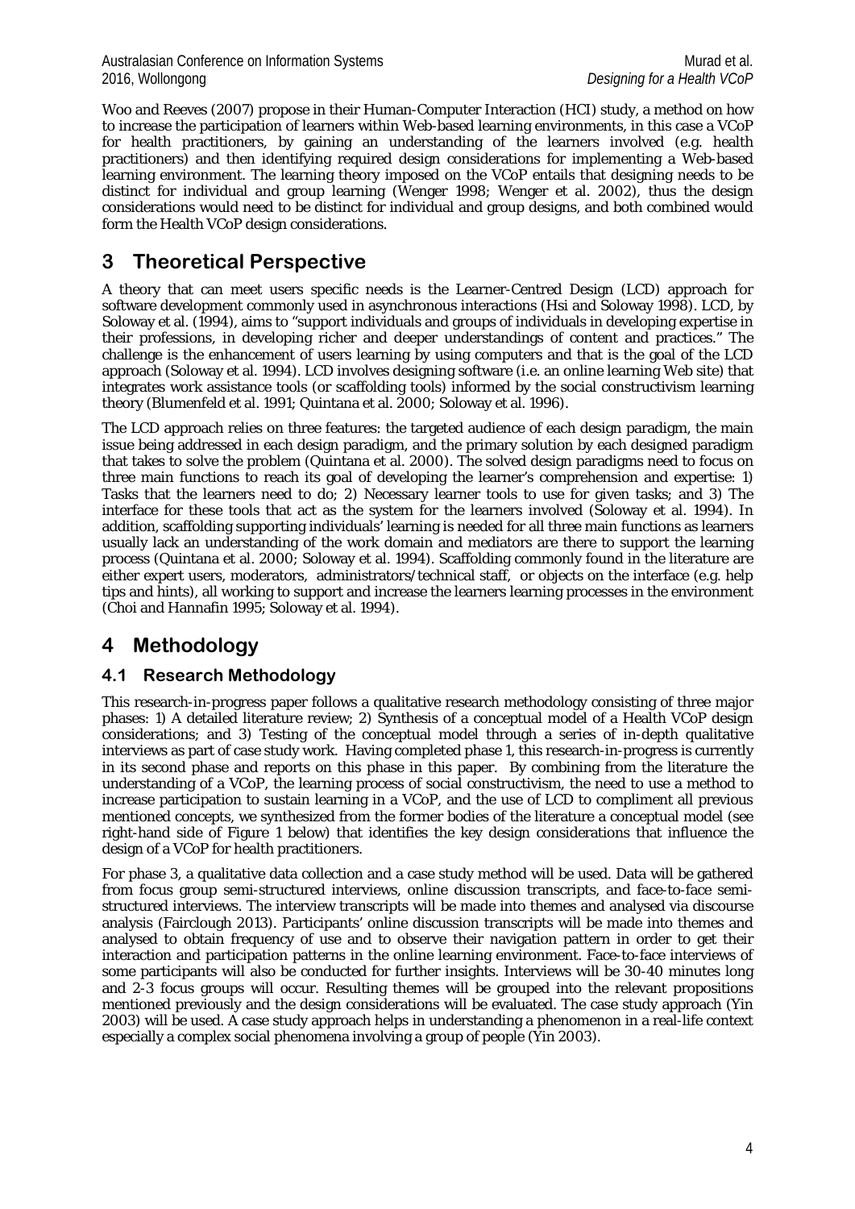Woo and Reeves (2007) propose in their Human-Computer Interaction (HCI) study, a method on how to increase the participation of learners within Web-based learning environments, in this case a VCoP for health practitioners, by gaining an understanding of the learners involved (e.g. health practitioners) and then identifying required design considerations for implementing a Web-based learning environment. The learning theory imposed on the VCoP entails that designing needs to be distinct for individual and group learning (Wenger 1998; Wenger et al. 2002), thus the design considerations would need to be distinct for individual and group designs, and both combined would form the Health VCoP design considerations.

# 3 Theoretical Perspective

A theory that can meet users specific needs is the Learner-Centred Design (LCD) approach for software development commonly used in asynchronous interactions (Hsi and Soloway 1998). LCD, by Soloway et al. (1994), aims to "support individuals and groups of individuals in developing expertise in their professions, in developing richer and deeper understandings of content and practices." The challenge is the enhancement of users learning by using computers and that is the goal of the LCD approach (Soloway et al. 1994). LCD involves designing software (i.e. an online learning Web site) that integrates work assistance tools (or scaffolding tools) informed by the social constructivism learning theory (Blumenfeld et al. 1991; Quintana et al. 2000; Soloway et al. 1996).

The LCD approach relies on three features: the targeted audience of each design paradigm, the main issue being addressed in each design paradigm, and the primary solution by each designed paradigm that takes to solve the problem (Quintana et al. 2000). The solved design paradigms need to focus on three main functions to reach its goal of developing the learner's comprehension and expertise: 1) Tasks that the learners need to do; 2) Necessary learner tools to use for given tasks; and 3) The interface for these tools that act as the system for the learners involved (Soloway et al. 1994). In addition, scaffolding supporting individuals' learning is needed for all three main functions as learners usually lack an understanding of the work domain and mediators are there to support the learning process (Quintana et al. 2000; Soloway et al. 1994). Scaffolding commonly found in the literature are either expert users, moderators, administrators/technical staff, or objects on the interface (e.g. help tips and hints), all working to support and increase the learners learning processes in the environment (Choi and Hannafin 1995; Soloway et al. 1994).

# 4 Methodology

## 4.1 Research Methodology

This research-in-progress paper follows a qualitative research methodology consisting of three major phases: 1) A detailed literature review; 2) Synthesis of a conceptual model of a Health VCoP design considerations; and 3) Testing of the conceptual model through a series of in-depth qualitative interviews as part of case study work. Having completed phase 1, this research-in-progress is currently in its second phase and reports on this phase in this paper. By combining from the literature the understanding of a VCoP, the learning process of social constructivism, the need to use a method to increase participation to sustain learning in a VCoP, and the use of LCD to compliment all previous mentioned concepts, we synthesized from the former bodies of the literature a conceptual model (see right-hand side of Figure 1 below) that identifies the key design considerations that influence the design of a VCoP for health practitioners.

For phase 3, a qualitative data collection and a case study method will be used. Data will be gathered from focus group semi-structured interviews, online discussion transcripts, and face-to-face semi-structured interviews. The interview transcripts will be made into themes and analysed via discourse analysis (Fairclough 2013). Participants' online discussion transcripts will be made into themes and analysed to obtain frequency of use and to observe their navigation pattern in order to get their interaction and participation patterns in the online learning environment. Face-to-face interviews of some participants will also be conducted for further insights. Interviews will be 30-40 minutes long and 2-3 focus groups will occur. Resulting themes will be grouped into the relevant propositions mentioned previously and the design considerations will be evaluated. The case study approach (Yin 2003) will be used. A case study approach helps in understanding a phenomenon in a real-life context especially a complex social phenomena involving a group of people (Yin 2003).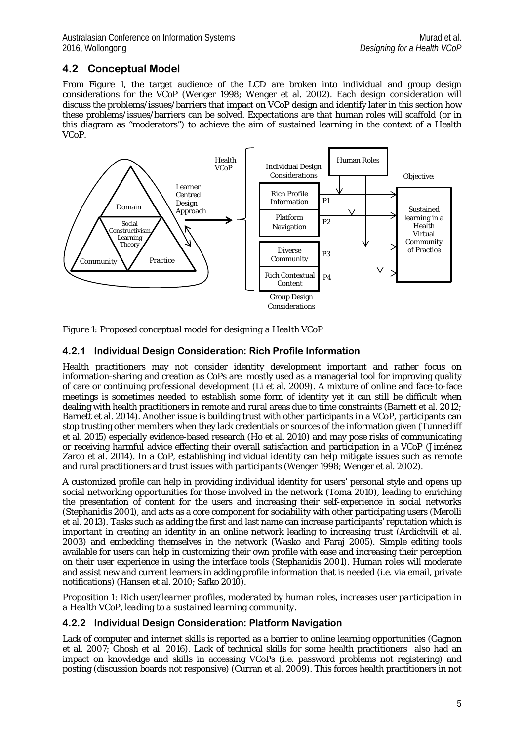## 4.2 Conceptual Model

From Figure 1, the target audience of the LCD are broken into individual and group design considerations for the VCoP (Wenger 1998; Wenger et al. 2002). Each design consideration will discuss the problems/issues/barriers that impact on VCoP design and identify later in this section how these problems/issues/barriers can be solved. Expectations are that human roles will scaffold (or in this diagram as "moderators") to achieve the aim of sustained learning in the context of a Health VCoP.

Domain
Social Constructivism Learning Theory
Community
Practice
Learner Centred Design Approach
Health VCoP
Individual Design Considerations
Rich Profile Information
Platform Navigation
Diverse Community
Rich Contextual Content
Group Design Considerations
Human Roles
P1
P2
P3
P4
Objective:
Sustained learning in a Health Virtual Community of Practice

*Figure 1: Proposed conceptual model for designing a Health VCoP*

### 4.2.1 Individual Design Consideration: Rich Profile Information

Health practitioners may not consider identity development important and rather focus on information-sharing and creation as CoPs are mostly used as a managerial tool for improving quality of care or continuing professional development (Li et al. 2009). A mixture of online and face-to-face meetings is sometimes needed to establish some form of identity yet it can still be difficult when dealing with health practitioners in remote and rural areas due to time constraints (Barnett et al. 2012; Barnett et al. 2014). Another issue is building trust with other participants in a VCoP, participants can stop trusting other members when they lack credentials or sources of the information given (Tunnecliff et al. 2015) especially evidence-based research (Ho et al. 2010) and may pose risks of communicating or receiving harmful advice effecting their overall satisfaction and participation in a VCoP (Jiménez Zarco et al. 2014). In a CoP, establishing individual identity can help mitigate issues such as remote and rural practitioners and trust issues with participants (Wenger 1998; Wenger et al. 2002).

A customized profile can help in providing individual identity for users' personal style and opens up social networking opportunities for those involved in the network (Toma 2010), leading to enriching the presentation of content for the users and increasing their self-experience in social networks (Stephanidis 2001), and acts as a core component for sociability with other participating users (Merolli et al. 2013). Tasks such as adding the first and last name can increase participants' reputation which is important in creating an identity in an online network leading to increasing trust (Ardichvili et al. 2003) and embedding themselves in the network (Wasko and Faraj 2005). Simple editing tools available for users can help in customizing their own profile with ease and increasing their perception on their user experience in using the interface tools (Stephanidis 2001). Human roles will moderate and assist new and current learners in adding profile information that is needed (i.e. via email, private notifications) (Hansen et al. 2010; Safko 2010).

*Proposition 1: Rich user/learner profiles, moderated by human roles, increases user participation in a Health VCoP, leading to a sustained learning community.*

### 4.2.2 Individual Design Consideration: Platform Navigation

Lack of computer and internet skills is reported as a barrier to online learning opportunities (Gagnon et al. 2007; Ghosh et al. 2016). Lack of technical skills for some health practitioners also had an impact on knowledge and skills in accessing VCoPs (i.e. password problems not registering) and posting (discussion boards not responsive) (Curran et al. 2009). This forces health practitioners in not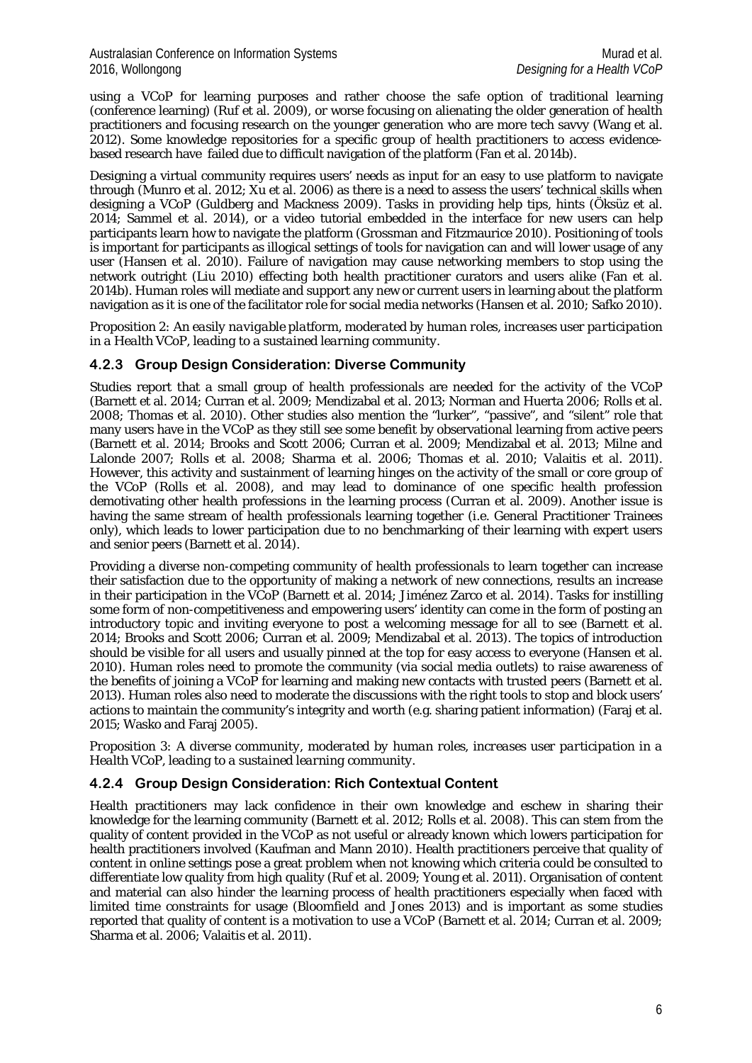using a VCoP for learning purposes and rather choose the safe option of traditional learning (conference learning) (Ruf et al. 2009), or worse focusing on alienating the older generation of health practitioners and focusing research on the younger generation who are more tech savvy (Wang et al. 2012). Some knowledge repositories for a specific group of health practitioners to access evidence-based research have failed due to difficult navigation of the platform (Fan et al. 2014b).

Designing a virtual community requires users' needs as input for an easy to use platform to navigate through (Munro et al. 2012; Xu et al. 2006) as there is a need to assess the users' technical skills when designing a VCoP (Guldberg and Mackness 2009). Tasks in providing help tips, hints (Öksüz et al. 2014; Sammel et al. 2014), or a video tutorial embedded in the interface for new users can help participants learn how to navigate the platform (Grossman and Fitzmaurice 2010). Positioning of tools is important for participants as illogical settings of tools for navigation can and will lower usage of any user (Hansen et al. 2010). Failure of navigation may cause networking members to stop using the network outright (Liu 2010) effecting both health practitioner curators and users alike (Fan et al. 2014b). Human roles will mediate and support any new or current users in learning about the platform navigation as it is one of the facilitator role for social media networks (Hansen et al. 2010; Safko 2010).

*Proposition 2: An easily navigable platform, moderated by human roles, increases user participation in a Health VCoP, leading to a sustained learning community.*

### 4.2.3 Group Design Consideration: Diverse Community

Studies report that a small group of health professionals are needed for the activity of the VCoP (Barnett et al. 2014; Curran et al. 2009; Mendizabal et al. 2013; Norman and Huerta 2006; Rolls et al. 2008; Thomas et al. 2010). Other studies also mention the "lurker", "passive", and "silent" role that many users have in the VCoP as they still see some benefit by observational learning from active peers (Barnett et al. 2014; Brooks and Scott 2006; Curran et al. 2009; Mendizabal et al. 2013; Milne and Lalonde 2007; Rolls et al. 2008; Sharma et al. 2006; Thomas et al. 2010; Valaitis et al. 2011). However, this activity and sustainment of learning hinges on the activity of the small or core group of the VCoP (Rolls et al. 2008), and may lead to dominance of one specific health profession demotivating other health professions in the learning process (Curran et al. 2009). Another issue is having the same stream of health professionals learning together (i.e. General Practitioner Trainees only), which leads to lower participation due to no benchmarking of their learning with expert users and senior peers (Barnett et al. 2014).

Providing a diverse non-competing community of health professionals to learn together can increase their satisfaction due to the opportunity of making a network of new connections, results an increase in their participation in the VCoP (Barnett et al. 2014; Jiménez Zarco et al. 2014). Tasks for instilling some form of non-competitiveness and empowering users' identity can come in the form of posting an introductory topic and inviting everyone to post a welcoming message for all to see (Barnett et al. 2014; Brooks and Scott 2006; Curran et al. 2009; Mendizabal et al. 2013). The topics of introduction should be visible for all users and usually pinned at the top for easy access to everyone (Hansen et al. 2010). Human roles need to promote the community (via social media outlets) to raise awareness of the benefits of joining a VCoP for learning and making new contacts with trusted peers (Barnett et al. 2013). Human roles also need to moderate the discussions with the right tools to stop and block users' actions to maintain the community's integrity and worth (e.g. sharing patient information) (Faraj et al. 2015; Wasko and Faraj 2005).

*Proposition 3: A diverse community, moderated by human roles, increases user participation in a Health VCoP, leading to a sustained learning community.*

### 4.2.4 Group Design Consideration: Rich Contextual Content

Health practitioners may lack confidence in their own knowledge and eschew in sharing their knowledge for the learning community (Barnett et al. 2012; Rolls et al. 2008). This can stem from the quality of content provided in the VCoP as not useful or already known which lowers participation for health practitioners involved (Kaufman and Mann 2010). Health practitioners perceive that quality of content in online settings pose a great problem when not knowing which criteria could be consulted to differentiate low quality from high quality (Ruf et al. 2009; Young et al. 2011). Organisation of content and material can also hinder the learning process of health practitioners especially when faced with limited time constraints for usage (Bloomfield and Jones 2013) and is important as some studies reported that quality of content is a motivation to use a VCoP (Barnett et al. 2014; Curran et al. 2009; Sharma et al. 2006; Valaitis et al. 2011).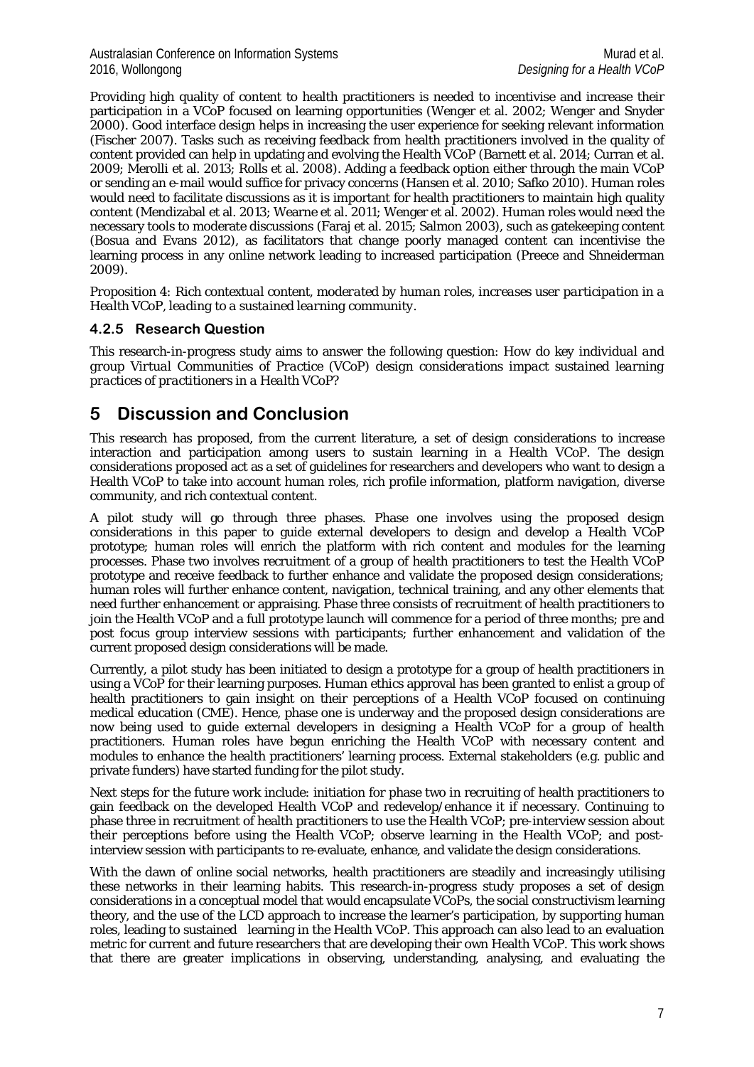Providing high quality of content to health practitioners is needed to incentivise and increase their participation in a VCoP focused on learning opportunities (Wenger et al. 2002; Wenger and Snyder 2000). Good interface design helps in increasing the user experience for seeking relevant information (Fischer 2007). Tasks such as receiving feedback from health practitioners involved in the quality of content provided can help in updating and evolving the Health VCoP (Barnett et al. 2014; Curran et al. 2009; Merolli et al. 2013; Rolls et al. 2008). Adding a feedback option either through the main VCoP or sending an e-mail would suffice for privacy concerns (Hansen et al. 2010; Safko 2010). Human roles would need to facilitate discussions as it is important for health practitioners to maintain high quality content (Mendizabal et al. 2013; Wearne et al. 2011; Wenger et al. 2002). Human roles would need the necessary tools to moderate discussions (Faraj et al. 2015; Salmon 2003), such as gatekeeping content (Bosua and Evans 2012), as facilitators that change poorly managed content can incentivise the learning process in any online network leading to increased participation (Preece and Shneiderman 2009).

*Proposition 4: Rich contextual content, moderated by human roles, increases user participation in a Health VCoP, leading to a sustained learning community.*

### 4.2.5 Research Question

This research-in-progress study aims to answer the following question: *How do key individual and group Virtual Communities of Practice (VCoP) design considerations impact sustained learning practices of practitioners in a Health VCoP?*

# 5 Discussion and Conclusion

This research has proposed, from the current literature, a set of design considerations to increase interaction and participation among users to sustain learning in a Health VCoP. The design considerations proposed act as a set of guidelines for researchers and developers who want to design a Health VCoP to take into account human roles, rich profile information, platform navigation, diverse community, and rich contextual content.

A pilot study will go through three phases. Phase one involves using the proposed design considerations in this paper to guide external developers to design and develop a Health VCoP prototype; human roles will enrich the platform with rich content and modules for the learning processes. Phase two involves recruitment of a group of health practitioners to test the Health VCoP prototype and receive feedback to further enhance and validate the proposed design considerations; human roles will further enhance content, navigation, technical training, and any other elements that need further enhancement or appraising. Phase three consists of recruitment of health practitioners to join the Health VCoP and a full prototype launch will commence for a period of three months; pre and post focus group interview sessions with participants; further enhancement and validation of the current proposed design considerations will be made.

Currently, a pilot study has been initiated to design a prototype for a group of health practitioners in using a VCoP for their learning purposes. Human ethics approval has been granted to enlist a group of health practitioners to gain insight on their perceptions of a Health VCoP focused on continuing medical education (CME). Hence, phase one is underway and the proposed design considerations are now being used to guide external developers in designing a Health VCoP for a group of health practitioners. Human roles have begun enriching the Health VCoP with necessary content and modules to enhance the health practitioners' learning process. External stakeholders (e.g. public and private funders) have started funding for the pilot study.

Next steps for the future work include: initiation for phase two in recruiting of health practitioners to gain feedback on the developed Health VCoP and redevelop/enhance it if necessary. Continuing to phase three in recruitment of health practitioners to use the Health VCoP; pre-interview session about their perceptions before using the Health VCoP; observe learning in the Health VCoP; and post-interview session with participants to re-evaluate, enhance, and validate the design considerations.

With the dawn of online social networks, health practitioners are steadily and increasingly utilising these networks in their learning habits. This research-in-progress study proposes a set of design considerations in a conceptual model that would encapsulate VCoPs, the social constructivism learning theory, and the use of the LCD approach to increase the learner's participation, by supporting human roles, leading to sustained learning in the Health VCoP. This approach can also lead to an evaluation metric for current and future researchers that are developing their own Health VCoP. This work shows that there are greater implications in observing, understanding, analysing, and evaluating the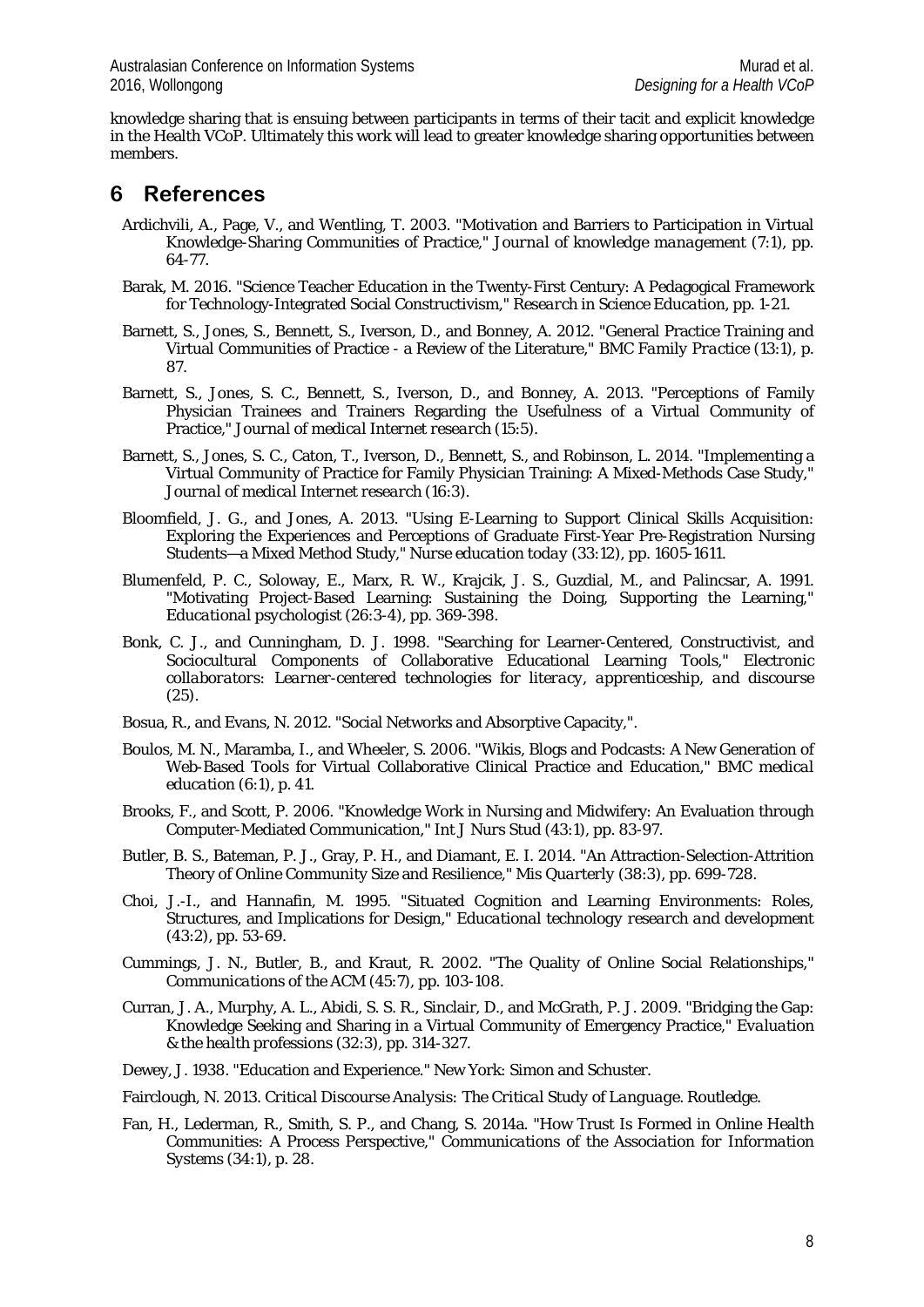knowledge sharing that is ensuing between participants in terms of their tacit and explicit knowledge in the Health VCoP. Ultimately this work will lead to greater knowledge sharing opportunities between members.

# 6 References

Ardichvili, A., Page, V., and Wentling, T. 2003. "Motivation and Barriers to Participation in Virtual Knowledge-Sharing Communities of Practice," *Journal of knowledge management* (7:1), pp. 64-77.

Barak, M. 2016. "Science Teacher Education in the Twenty-First Century: A Pedagogical Framework for Technology-Integrated Social Constructivism," *Research in Science Education*, pp. 1-21.

Barnett, S., Jones, S., Bennett, S., Iverson, D., and Bonney, A. 2012. "General Practice Training and Virtual Communities of Practice - a Review of the Literature," *BMC Family Practice* (13:1), p. 87.

Barnett, S., Jones, S. C., Bennett, S., Iverson, D., and Bonney, A. 2013. "Perceptions of Family Physician Trainees and Trainers Regarding the Usefulness of a Virtual Community of Practice," *Journal of medical Internet research* (15:5).

Barnett, S., Jones, S. C., Caton, T., Iverson, D., Bennett, S., and Robinson, L. 2014. "Implementing a Virtual Community of Practice for Family Physician Training: A Mixed-Methods Case Study," *Journal of medical Internet research* (16:3).

Bloomfield, J. G., and Jones, A. 2013. "Using E-Learning to Support Clinical Skills Acquisition: Exploring the Experiences and Perceptions of Graduate First-Year Pre-Registration Nursing Students—a Mixed Method Study," *Nurse education today* (33:12), pp. 1605-1611.

Blumenfeld, P. C., Soloway, E., Marx, R. W., Krajcik, J. S., Guzdial, M., and Palincsar, A. 1991. "Motivating Project-Based Learning: Sustaining the Doing, Supporting the Learning," *Educational psychologist* (26:3-4), pp. 369-398.

Bonk, C. J., and Cunningham, D. J. 1998. "Searching for Learner-Centered, Constructivist, and Sociocultural Components of Collaborative Educational Learning Tools," *Electronic collaborators: Learner-centered technologies for literacy, apprenticeship, and discourse* (25).

Bosua, R., and Evans, N. 2012. "Social Networks and Absorptive Capacity,".

Boulos, M. N., Maramba, I., and Wheeler, S. 2006. "Wikis, Blogs and Podcasts: A New Generation of Web-Based Tools for Virtual Collaborative Clinical Practice and Education," *BMC medical education* (6:1), p. 41.

Brooks, F., and Scott, P. 2006. "Knowledge Work in Nursing and Midwifery: An Evaluation through Computer-Mediated Communication," *Int J Nurs Stud* (43:1), pp. 83-97.

Butler, B. S., Bateman, P. J., Gray, P. H., and Diamant, E. I. 2014. "An Attraction-Selection-Attrition Theory of Online Community Size and Resilience," *Mis Quarterly* (38:3), pp. 699-728.

Choi, J.-I., and Hannafin, M. 1995. "Situated Cognition and Learning Environments: Roles, Structures, and Implications for Design," *Educational technology research and development* (43:2), pp. 53-69.

Cummings, J. N., Butler, B., and Kraut, R. 2002. "The Quality of Online Social Relationships," *Communications of the ACM* (45:7), pp. 103-108.

Curran, J. A., Murphy, A. L., Abidi, S. S. R., Sinclair, D., and McGrath, P. J. 2009. "Bridging the Gap: Knowledge Seeking and Sharing in a Virtual Community of Emergency Practice," *Evaluation & the health professions* (32:3), pp. 314-327.

Dewey, J. 1938. "Education and Experience." New York: Simon and Schuster.

Fairclough, N. 2013. *Critical Discourse Analysis: The Critical Study of Language*. Routledge.

Fan, H., Lederman, R., Smith, S. P., and Chang, S. 2014a. "How Trust Is Formed in Online Health Communities: A Process Perspective," *Communications of the Association for Information Systems* (34:1), p. 28.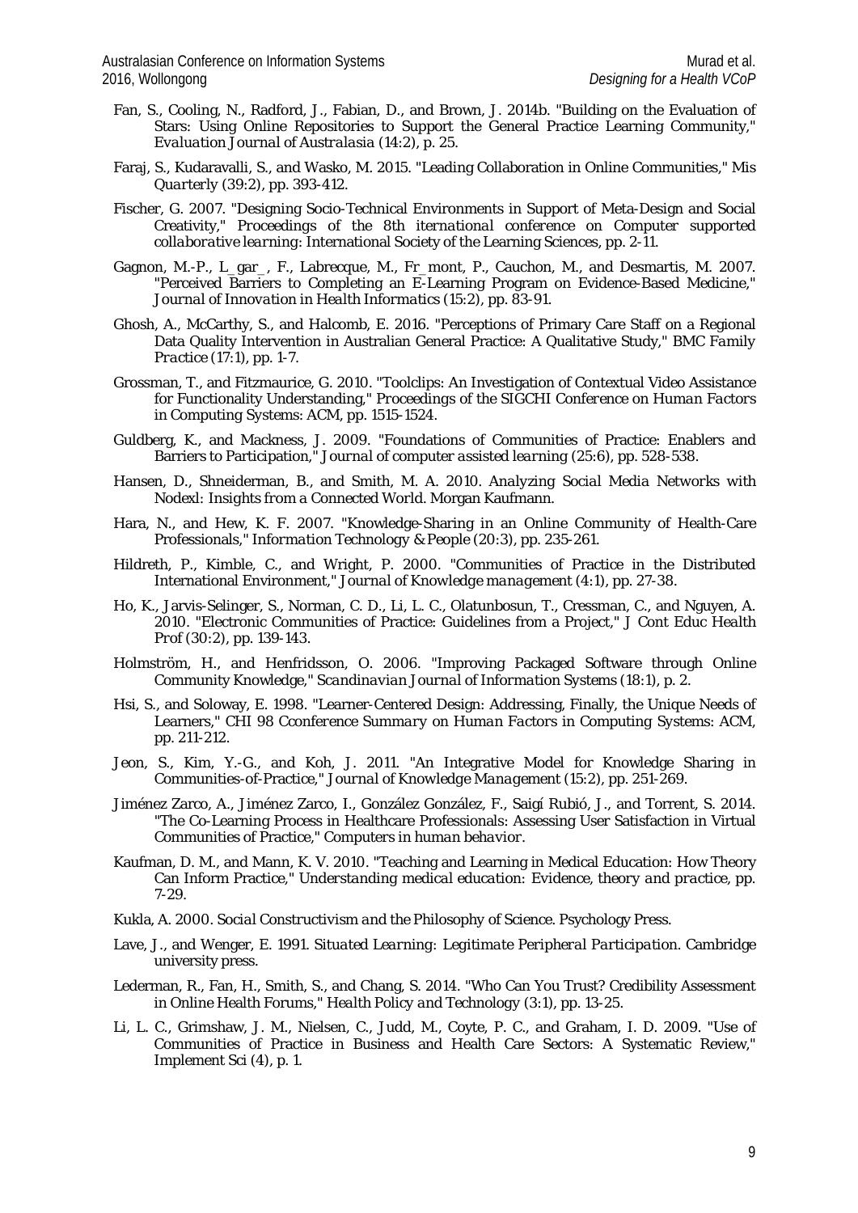Fan, S., Cooling, N., Radford, J., Fabian, D., and Brown, J. 2014b. "Building on the Evaluation of Stars: Using Online Repositories to Support the General Practice Learning Community," *Evaluation Journal of Australasia* (14:2), p. 25.

Faraj, S., Kudaravalli, S., and Wasko, M. 2015. "Leading Collaboration in Online Communities," *Mis Quarterly* (39:2), pp. 393-412.

Fischer, G. 2007. "Designing Socio-Technical Environments in Support of Meta-Design and Social Creativity," *Proceedings of the 8th iternational conference on Computer supported collaborative learning*: International Society of the Learning Sciences, pp. 2-11.

Gagnon, M.-P., L_gar_, F., Labrecque, M., Fr_mont, P., Cauchon, M., and Desmartis, M. 2007. "Perceived Barriers to Completing an E-Learning Program on Evidence-Based Medicine," *Journal of Innovation in Health Informatics* (15:2), pp. 83-91.

Ghosh, A., McCarthy, S., and Halcomb, E. 2016. "Perceptions of Primary Care Staff on a Regional Data Quality Intervention in Australian General Practice: A Qualitative Study," *BMC Family Practice* (17:1), pp. 1-7.

Grossman, T., and Fitzmaurice, G. 2010. "Toolclips: An Investigation of Contextual Video Assistance for Functionality Understanding," *Proceedings of the SIGCHI Conference on Human Factors in Computing Systems*: ACM, pp. 1515-1524.

Guldberg, K., and Mackness, J. 2009. "Foundations of Communities of Practice: Enablers and Barriers to Participation," *Journal of computer assisted learning* (25:6), pp. 528-538.

Hansen, D., Shneiderman, B., and Smith, M. A. 2010. *Analyzing Social Media Networks with Nodexl: Insights from a Connected World*. Morgan Kaufmann.

Hara, N., and Hew, K. F. 2007. "Knowledge-Sharing in an Online Community of Health-Care Professionals," *Information Technology & People* (20:3), pp. 235-261.

Hildreth, P., Kimble, C., and Wright, P. 2000. "Communities of Practice in the Distributed International Environment," *Journal of Knowledge management* (4:1), pp. 27-38.

Ho, K., Jarvis-Selinger, S., Norman, C. D., Li, L. C., Olatunbosun, T., Cressman, C., and Nguyen, A. 2010. "Electronic Communities of Practice: Guidelines from a Project," *J Cont Educ Health Prof* (30:2), pp. 139-143.

Holmström, H., and Henfridsson, O. 2006. "Improving Packaged Software through Online Community Knowledge," *Scandinavian Journal of Information Systems* (18:1), p. 2.

Hsi, S., and Soloway, E. 1998. "Learner-Centered Design: Addressing, Finally, the Unique Needs of Learners," *CHI 98 Cconference Summary on Human Factors in Computing Systems*: ACM, pp. 211-212.

Jeon, S., Kim, Y.-G., and Koh, J. 2011. "An Integrative Model for Knowledge Sharing in Communities-of-Practice," *Journal of Knowledge Management* (15:2), pp. 251-269.

Jiménez Zarco, A., Jiménez Zarco, I., González González, F., Saigí Rubió, J., and Torrent, S. 2014. "The Co-Learning Process in Healthcare Professionals: Assessing User Satisfaction in Virtual Communities of Practice," *Computers in human behavior*.

Kaufman, D. M., and Mann, K. V. 2010. "Teaching and Learning in Medical Education: How Theory Can Inform Practice," *Understanding medical education: Evidence, theory and practice*, pp. 7-29.

Kukla, A. 2000. *Social Constructivism and the Philosophy of Science*. Psychology Press.

Lave, J., and Wenger, E. 1991. *Situated Learning: Legitimate Peripheral Participation*. Cambridge university press.

Lederman, R., Fan, H., Smith, S., and Chang, S. 2014. "Who Can You Trust? Credibility Assessment in Online Health Forums," *Health Policy and Technology* (3:1), pp. 13-25.

Li, L. C., Grimshaw, J. M., Nielsen, C., Judd, M., Coyte, P. C., and Graham, I. D. 2009. "Use of Communities of Practice in Business and Health Care Sectors: A Systematic Review," *Implement Sci* (4), p. 1.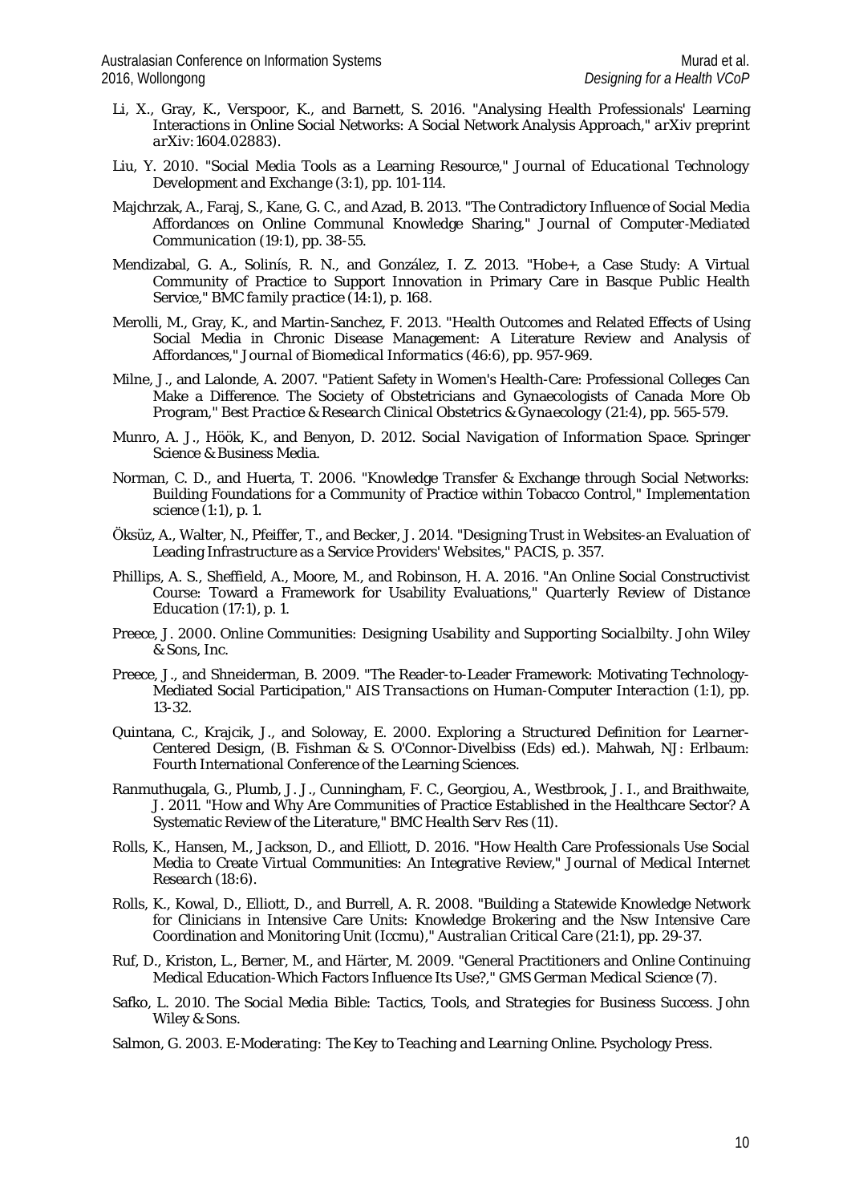Li, X., Gray, K., Verspoor, K., and Barnett, S. 2016. "Analysing Health Professionals' Learning Interactions in Online Social Networks: A Social Network Analysis Approach," *arXiv preprint arXiv:1604.02883*).

Liu, Y. 2010. "Social Media Tools as a Learning Resource," *Journal of Educational Technology Development and Exchange* (3:1), pp. 101-114.

Majchrzak, A., Faraj, S., Kane, G. C., and Azad, B. 2013. "The Contradictory Influence of Social Media Affordances on Online Communal Knowledge Sharing," *Journal of Computer-Mediated Communication* (19:1), pp. 38-55.

Mendizabal, G. A., Solinís, R. N., and González, I. Z. 2013. "Hobe+, a Case Study: A Virtual Community of Practice to Support Innovation in Primary Care in Basque Public Health Service," *BMC family practice* (14:1), p. 168.

Merolli, M., Gray, K., and Martin-Sanchez, F. 2013. "Health Outcomes and Related Effects of Using Social Media in Chronic Disease Management: A Literature Review and Analysis of Affordances," *Journal of Biomedical Informatics* (46:6), pp. 957-969.

Milne, J., and Lalonde, A. 2007. "Patient Safety in Women's Health-Care: Professional Colleges Can Make a Difference. The Society of Obstetricians and Gynaecologists of Canada More Ob Program," *Best Practice & Research Clinical Obstetrics & Gynaecology* (21:4), pp. 565-579.

Munro, A. J., Höök, K., and Benyon, D. 2012. *Social Navigation of Information Space*. Springer Science & Business Media.

Norman, C. D., and Huerta, T. 2006. "Knowledge Transfer & Exchange through Social Networks: Building Foundations for a Community of Practice within Tobacco Control," *Implementation science* (1:1), p. 1.

Öksüz, A., Walter, N., Pfeiffer, T., and Becker, J. 2014. "Designing Trust in Websites-an Evaluation of Leading Infrastructure as a Service Providers' Websites," *PACIS*, p. 357.

Phillips, A. S., Sheffield, A., Moore, M., and Robinson, H. A. 2016. "An Online Social Constructivist Course: Toward a Framework for Usability Evaluations," *Quarterly Review of Distance Education* (17:1), p. 1.

Preece, J. 2000. *Online Communities: Designing Usability and Supporting Socialbilty*. John Wiley & Sons, Inc.

Preece, J., and Shneiderman, B. 2009. "The Reader-to-Leader Framework: Motivating Technology-Mediated Social Participation," *AIS Transactions on Human-Computer Interaction* (1:1), pp. 13-32.

Quintana, C., Krajcik, J., and Soloway, E. 2000. *Exploring a Structured Definition for Learner-Centered Design*, (B. Fishman & S. O'Connor-Divelbiss (Eds) ed.). Mahwah, NJ: Erlbaum: Fourth International Conference of the Learning Sciences.

Ranmuthugala, G., Plumb, J. J., Cunningham, F. C., Georgiou, A., Westbrook, J. I., and Braithwaite, J. 2011. "How and Why Are Communities of Practice Established in the Healthcare Sector? A Systematic Review of the Literature," *BMC Health Serv Res* (11).

Rolls, K., Hansen, M., Jackson, D., and Elliott, D. 2016. "How Health Care Professionals Use Social Media to Create Virtual Communities: An Integrative Review," *Journal of Medical Internet Research* (18:6).

Rolls, K., Kowal, D., Elliott, D., and Burrell, A. R. 2008. "Building a Statewide Knowledge Network for Clinicians in Intensive Care Units: Knowledge Brokering and the Nsw Intensive Care Coordination and Monitoring Unit (Iccmu)," *Australian Critical Care* (21:1), pp. 29-37.

Ruf, D., Kriston, L., Berner, M., and Härter, M. 2009. "General Practitioners and Online Continuing Medical Education-Which Factors Influence Its Use?," *GMS German Medical Science* (7).

Safko, L. 2010. *The Social Media Bible: Tactics, Tools, and Strategies for Business Success*. John Wiley & Sons.

Salmon, G. 2003. *E-Moderating: The Key to Teaching and Learning Online*. Psychology Press.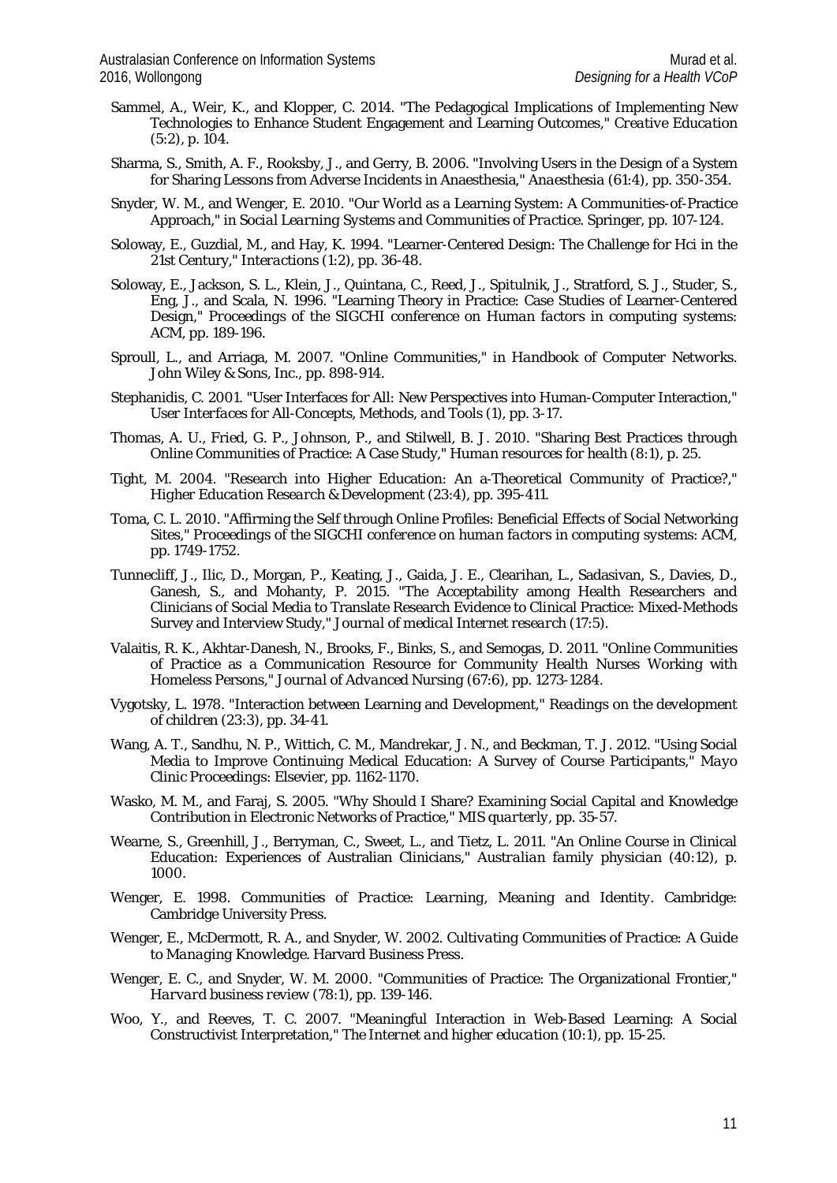Sammel, A., Weir, K., and Klopper, C. 2014. "The Pedagogical Implications of Implementing New Technologies to Enhance Student Engagement and Learning Outcomes," *Creative Education* (5:2), p. 104.

Sharma, S., Smith, A. F., Rooksby, J., and Gerry, B. 2006. "Involving Users in the Design of a System for Sharing Lessons from Adverse Incidents in Anaesthesia," *Anaesthesia* (61:4), pp. 350-354.

Snyder, W. M., and Wenger, E. 2010. "Our World as a Learning System: A Communities-of-Practice Approach," in *Social Learning Systems and Communities of Practice*. Springer, pp. 107-124.

Soloway, E., Guzdial, M., and Hay, K. 1994. "Learner-Centered Design: The Challenge for Hci in the 21st Century," *Interactions* (1:2), pp. 36-48.

Soloway, E., Jackson, S. L., Klein, J., Quintana, C., Reed, J., Spitulnik, J., Stratford, S. J., Studer, S., Eng, J., and Scala, N. 1996. "Learning Theory in Practice: Case Studies of Learner-Centered Design," *Proceedings of the SIGCHI conference on Human factors in computing systems*: ACM, pp. 189-196.

Sproull, L., and Arriaga, M. 2007. "Online Communities," in *Handbook of Computer Networks*. John Wiley & Sons, Inc., pp. 898-914.

Stephanidis, C. 2001. "User Interfaces for All: New Perspectives into Human-Computer Interaction," *User Interfaces for All-Concepts, Methods, and Tools* (1), pp. 3-17.

Thomas, A. U., Fried, G. P., Johnson, P., and Stilwell, B. J. 2010. "Sharing Best Practices through Online Communities of Practice: A Case Study," *Human resources for health* (8:1), p. 25.

Tight, M. 2004. "Research into Higher Education: An a-Theoretical Community of Practice?," *Higher Education Research & Development* (23:4), pp. 395-411.

Toma, C. L. 2010. "Affirming the Self through Online Profiles: Beneficial Effects of Social Networking Sites," *Proceedings of the SIGCHI conference on human factors in computing systems*: ACM, pp. 1749-1752.

Tunnecliff, J., Ilic, D., Morgan, P., Keating, J., Gaida, J. E., Clearihan, L., Sadasivan, S., Davies, D., Ganesh, S., and Mohanty, P. 2015. "The Acceptability among Health Researchers and Clinicians of Social Media to Translate Research Evidence to Clinical Practice: Mixed-Methods Survey and Interview Study," *Journal of medical Internet research* (17:5).

Valaitis, R. K., Akhtar-Danesh, N., Brooks, F., Binks, S., and Semogas, D. 2011. "Online Communities of Practice as a Communication Resource for Community Health Nurses Working with Homeless Persons," *Journal of Advanced Nursing* (67:6), pp. 1273-1284.

Vygotsky, L. 1978. "Interaction between Learning and Development," *Readings on the development of children* (23:3), pp. 34-41.

Wang, A. T., Sandhu, N. P., Wittich, C. M., Mandrekar, J. N., and Beckman, T. J. 2012. "Using Social Media to Improve Continuing Medical Education: A Survey of Course Participants," *Mayo Clinic Proceedings*: Elsevier, pp. 1162-1170.

Wasko, M. M., and Faraj, S. 2005. "Why Should I Share? Examining Social Capital and Knowledge Contribution in Electronic Networks of Practice," *MIS quarterly*, pp. 35-57.

Wearne, S., Greenhill, J., Berryman, C., Sweet, L., and Tietz, L. 2011. "An Online Course in Clinical Education: Experiences of Australian Clinicians," *Australian family physician* (40:12), p. 1000.

Wenger, E. 1998. *Communities of Practice: Learning, Meaning and Identity*. Cambridge: Cambridge University Press.

Wenger, E., McDermott, R. A., and Snyder, W. 2002. *Cultivating Communities of Practice: A Guide to Managing Knowledge*. Harvard Business Press.

Wenger, E. C., and Snyder, W. M. 2000. "Communities of Practice: The Organizational Frontier," *Harvard business review* (78:1), pp. 139-146.

Woo, Y., and Reeves, T. C. 2007. "Meaningful Interaction in Web-Based Learning: A Social Constructivist Interpretation," *The Internet and higher education* (10:1), pp. 15-25.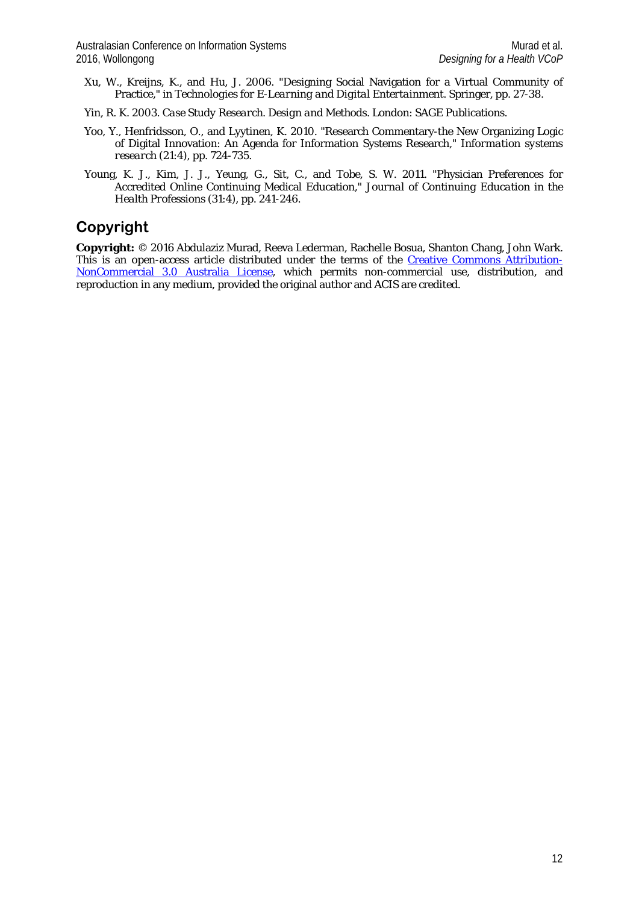Xu, W., Kreijns, K., and Hu, J. 2006. "Designing Social Navigation for a Virtual Community of Practice," in *Technologies for E-Learning and Digital Entertainment*. Springer, pp. 27-38.

Yin, R. K. 2003. *Case Study Research. Design and Methods*. London: SAGE Publications.

Yoo, Y., Henfridsson, O., and Lyytinen, K. 2010. "Research Commentary-the New Organizing Logic of Digital Innovation: An Agenda for Information Systems Research," *Information systems research* (21:4), pp. 724-735.

Young, K. J., Kim, J. J., Yeung, G., Sit, C., and Tobe, S. W. 2011. "Physician Preferences for Accredited Online Continuing Medical Education," *Journal of Continuing Education in the Health Professions* (31:4), pp. 241-246.

## Copyright

**Copyright:** © 2016 Abdulaziz Murad, Reeva Lederman, Rachelle Bosua, Shanton Chang, John Wark. This is an open-access article distributed under the terms of the Creative Commons Attribution-NonCommercial 3.0 Australia License, which permits non-commercial use, distribution, and reproduction in any medium, provided the original author and ACIS are credited.